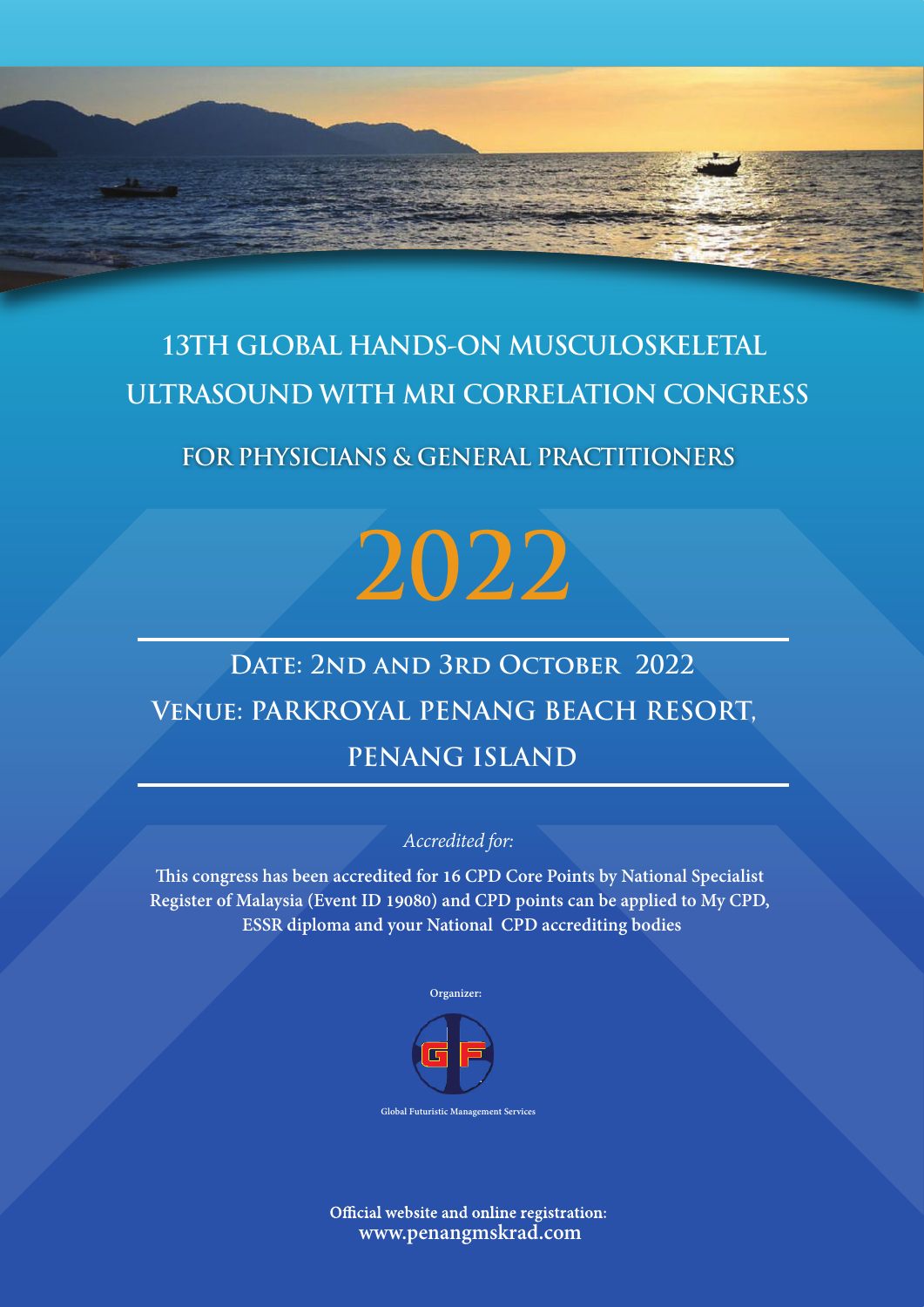# 13TH GLOBAL HANDS-ON MUSCULOSKELETAL ULTRASOUND WITH MRI CORRELATION CONGRESS

## FOR PHYSICIANS & GENERAL PRACTITIONERS

# 2022

**DATE: 2ND AND 3RD OCTOBER 2022**

**VENUE: PARKROYAL PENANG BEACH RESORT, PENANG ISLAND**

*Accredited for:*

**This congress has been accredited for 16 CPD Core Points by National Specialist Register of Malaysia (Event ID 19080) and CPD points can be applied to My CPD, ESSR diploma and your National CPD accrediting bodies**

Organizer:

Global Futuristic Management Services

**Official website and online registration:**
**www.penangmskrad.com**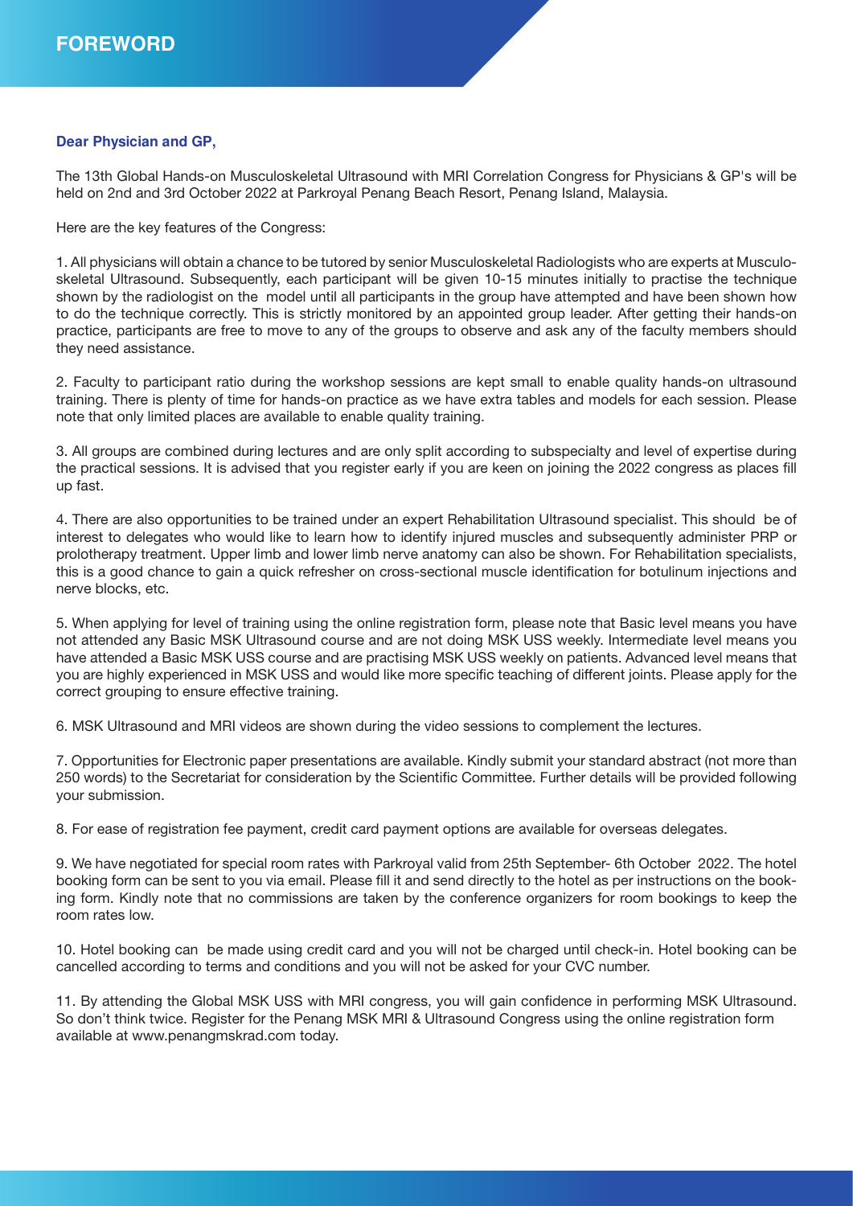# FOREWORD

**Dear Physician and GP,**

The 13th Global Hands-on Musculoskeletal Ultrasound with MRI Correlation Congress for Physicians & GP's will be held on 2nd and 3rd October 2022 at Parkroyal Penang Beach Resort, Penang Island, Malaysia.

Here are the key features of the Congress:

1. All physicians will obtain a chance to be tutored by senior Musculoskeletal Radiologists who are experts at Musculoskeletal Ultrasound. Subsequently, each participant will be given 10-15 minutes initially to practise the technique shown by the radiologist on the model until all participants in the group have attempted and have been shown how to do the technique correctly. This is strictly monitored by an appointed group leader. After getting their hands-on practice, participants are free to move to any of the groups to observe and ask any of the faculty members should they need assistance.

2. Faculty to participant ratio during the workshop sessions are kept small to enable quality hands-on ultrasound training. There is plenty of time for hands-on practice as we have extra tables and models for each session. Please note that only limited places are available to enable quality training.

3. All groups are combined during lectures and are only split according to subspecialty and level of expertise during the practical sessions. It is advised that you register early if you are keen on joining the 2022 congress as places fill up fast.

4. There are also opportunities to be trained under an expert Rehabilitation Ultrasound specialist. This should be of interest to delegates who would like to learn how to identify injured muscles and subsequently administer PRP or prolotherapy treatment. Upper limb and lower limb nerve anatomy can also be shown. For Rehabilitation specialists, this is a good chance to gain a quick refresher on cross-sectional muscle identification for botulinum injections and nerve blocks, etc.

5. When applying for level of training using the online registration form, please note that Basic level means you have not attended any Basic MSK Ultrasound course and are not doing MSK USS weekly. Intermediate level means you have attended a Basic MSK USS course and are practising MSK USS weekly on patients. Advanced level means that you are highly experienced in MSK USS and would like more specific teaching of different joints. Please apply for the correct grouping to ensure effective training.

6. MSK Ultrasound and MRI videos are shown during the video sessions to complement the lectures.

7. Opportunities for Electronic paper presentations are available. Kindly submit your standard abstract (not more than 250 words) to the Secretariat for consideration by the Scientific Committee. Further details will be provided following your submission.

8. For ease of registration fee payment, credit card payment options are available for overseas delegates.

9. We have negotiated for special room rates with Parkroyal valid from 25th September- 6th October 2022. The hotel booking form can be sent to you via email. Please fill it and send directly to the hotel as per instructions on the booking form. Kindly note that no commissions are taken by the conference organizers for room bookings to keep the room rates low.

10. Hotel booking can be made using credit card and you will not be charged until check-in. Hotel booking can be cancelled according to terms and conditions and you will not be asked for your CVC number.

11. By attending the Global MSK USS with MRI congress, you will gain confidence in performing MSK Ultrasound. So don't think twice. Register for the Penang MSK MRI & Ultrasound Congress using the online registration form available at www.penangmskrad.com today.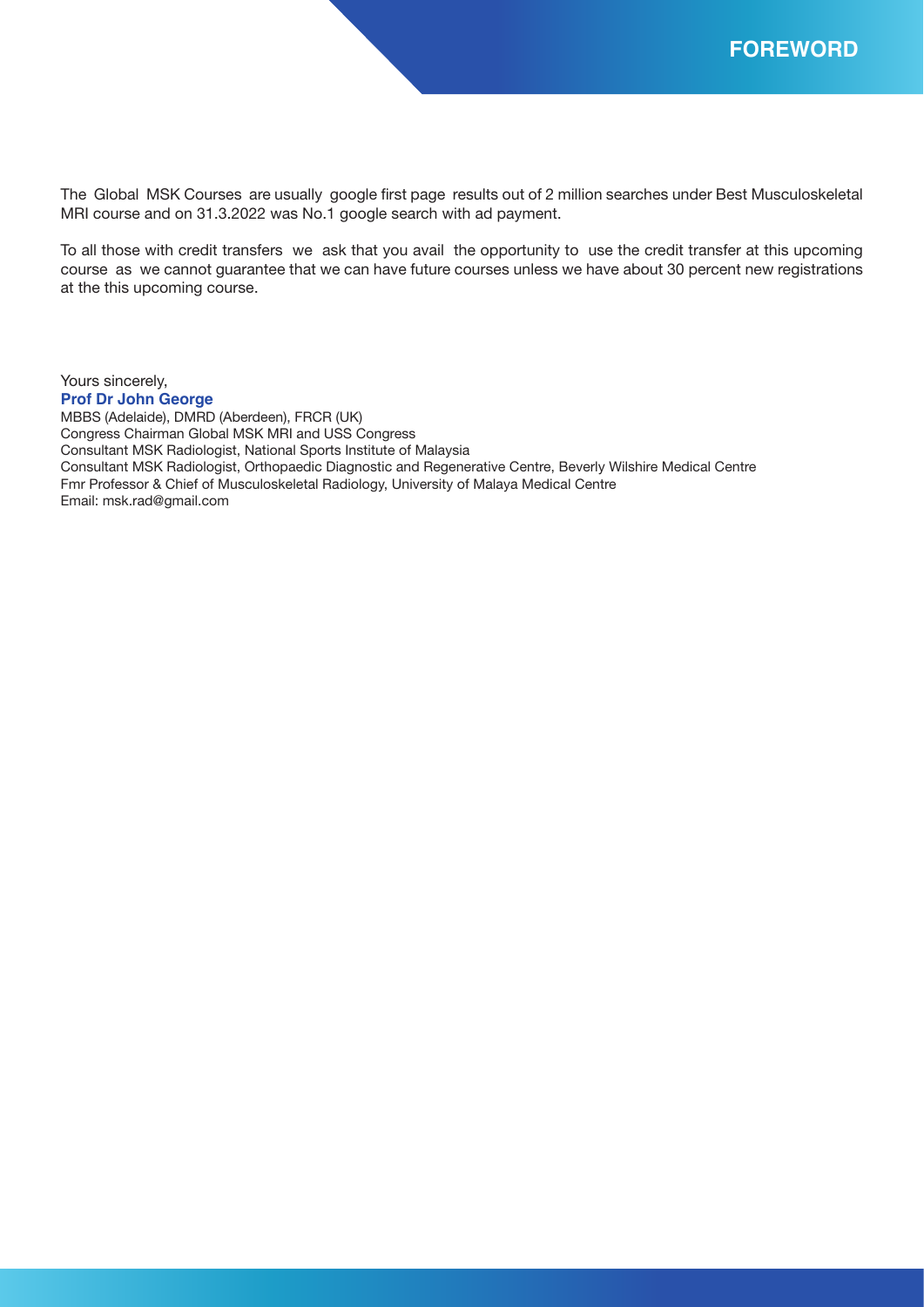# FOREWORD

The Global MSK Courses are usually google first page results out of 2 million searches under Best Musculoskeletal MRI course and on 31.3.2022 was No.1 google search with ad payment.

To all those with credit transfers we ask that you avail the opportunity to use the credit transfer at this upcoming course as we cannot guarantee that we can have future courses unless we have about 30 percent new registrations at the this upcoming course.

Yours sincerely,
**Prof Dr John George**
MBBS (Adelaide), DMRD (Aberdeen), FRCR (UK)
Congress Chairman Global MSK MRI and USS Congress
Consultant MSK Radiologist, National Sports Institute of Malaysia
Consultant MSK Radiologist, Orthopaedic Diagnostic and Regenerative Centre, Beverly Wilshire Medical Centre
Fmr Professor & Chief of Musculoskeletal Radiology, University of Malaya Medical Centre
Email: msk.rad@gmail.com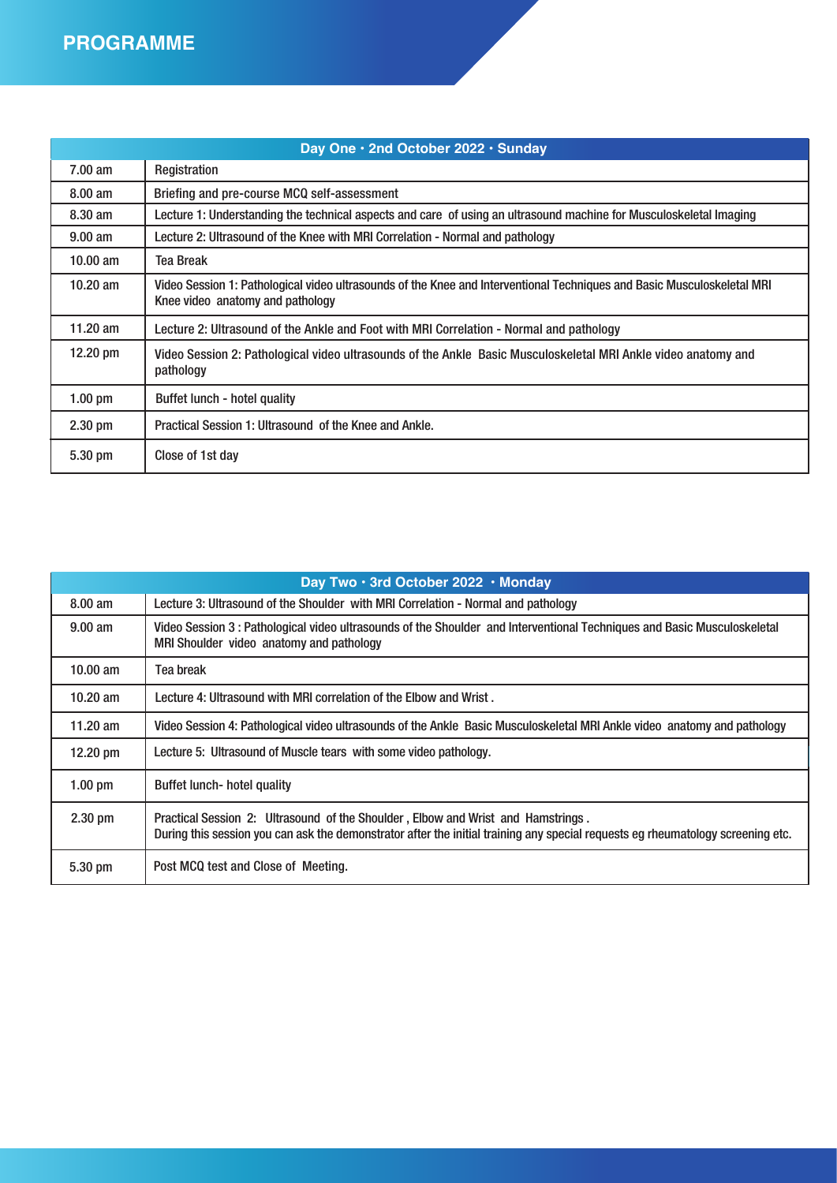# PROGRAMME

| Day One · 2nd October 2022 · Sunday | |
|---|---|
| 7.00 am | Registration |
| 8.00 am | Briefing and pre-course MCQ self-assessment |
| 8.30 am | Lecture 1: Understanding the technical aspects and care of using an ultrasound machine for Musculoskeletal Imaging |
| 9.00 am | Lecture 2: Ultrasound of the Knee with MRI Correlation - Normal and pathology |
| 10.00 am | Tea Break |
| 10.20 am | Video Session 1: Pathological video ultrasounds of the Knee and Interventional Techniques and Basic Musculoskeletal MRI Knee video anatomy and pathology |
| 11.20 am | Lecture 2: Ultrasound of the Ankle and Foot with MRI Correlation - Normal and pathology |
| 12.20 pm | Video Session 2: Pathological video ultrasounds of the Ankle Basic Musculoskeletal MRI Ankle video anatomy and pathology |
| 1.00 pm | Buffet lunch - hotel quality |
| 2.30 pm | Practical Session 1: Ultrasound of the Knee and Ankle. |
| 5.30 pm | Close of 1st day |

| Day Two · 3rd October 2022 · Monday | |
|---|---|
| 8.00 am | Lecture 3: Ultrasound of the Shoulder with MRI Correlation - Normal and pathology |
| 9.00 am | Video Session 3 : Pathological video ultrasounds of the Shoulder and Interventional Techniques and Basic Musculoskeletal MRI Shoulder video anatomy and pathology |
| 10.00 am | Tea break |
| 10.20 am | Lecture 4: Ultrasound with MRI correlation of the Elbow and Wrist . |
| 11.20 am | Video Session 4: Pathological video ultrasounds of the Ankle Basic Musculoskeletal MRI Ankle video anatomy and pathology |
| 12.20 pm | Lecture 5: Ultrasound of Muscle tears with some video pathology. |
| 1.00 pm | Buffet lunch- hotel quality |
| 2.30 pm | Practical Session 2: Ultrasound of the Shoulder , Elbow and Wrist and Hamstrings . During this session you can ask the demonstrator after the initial training any special requests eg rheumatology screening etc. |
| 5.30 pm | Post MCQ test and Close of Meeting. |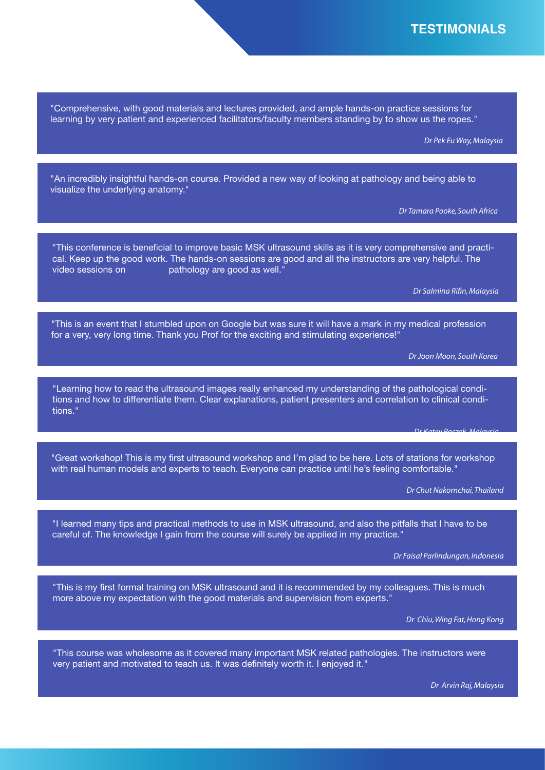# TESTIMONIALS

"Comprehensive, with good materials and lectures provided, and ample hands-on practice sessions for learning by very patient and experienced facilitators/faculty members standing by to show us the ropes."

*Dr Pek Eu Way, Malaysia*

"An incredibly insightful hands-on course. Provided a new way of looking at pathology and being able to visualize the underlying anatomy."

*Dr Tamara Pooke, South Africa*

"This conference is beneficial to improve basic MSK ultrasound skills as it is very comprehensive and practical. Keep up the good work. The hands-on sessions are good and all the instructors are very helpful. The video sessions on pathology are good as well."

*Dr Salmina Rifin, Malaysia*

"This is an event that I stumbled upon on Google but was sure it will have a mark in my medical profession for a very, very long time. Thank you Prof for the exciting and stimulating experience!"

*Dr Joon Moon, South Korea*

"Learning how to read the ultrasound images really enhanced my understanding of the pathological conditions and how to differentiate them. Clear explanations, patient presenters and correlation to clinical conditions."

*Dr Katey Paczek, Malaysia*

"Great workshop! This is my first ultrasound workshop and I'm glad to be here. Lots of stations for workshop with real human models and experts to teach. Everyone can practice until he's feeling comfortable."

*Dr Chut Nakornchai, Thailand*

"I learned many tips and practical methods to use in MSK ultrasound, and also the pitfalls that I have to be careful of. The knowledge I gain from the course will surely be applied in my practice."

*Dr Faisal Parlindungan, Indonesia*

"This is my first formal training on MSK ultrasound and it is recommended by my colleagues. This is much more above my expectation with the good materials and supervision from experts."

*Dr Chiu, Wing Fat, Hong Kong*

"This course was wholesome as it covered many important MSK related pathologies. The instructors were very patient and motivated to teach us. It was definitely worth it. I enjoyed it."

*Dr Arvin Raj, Malaysia*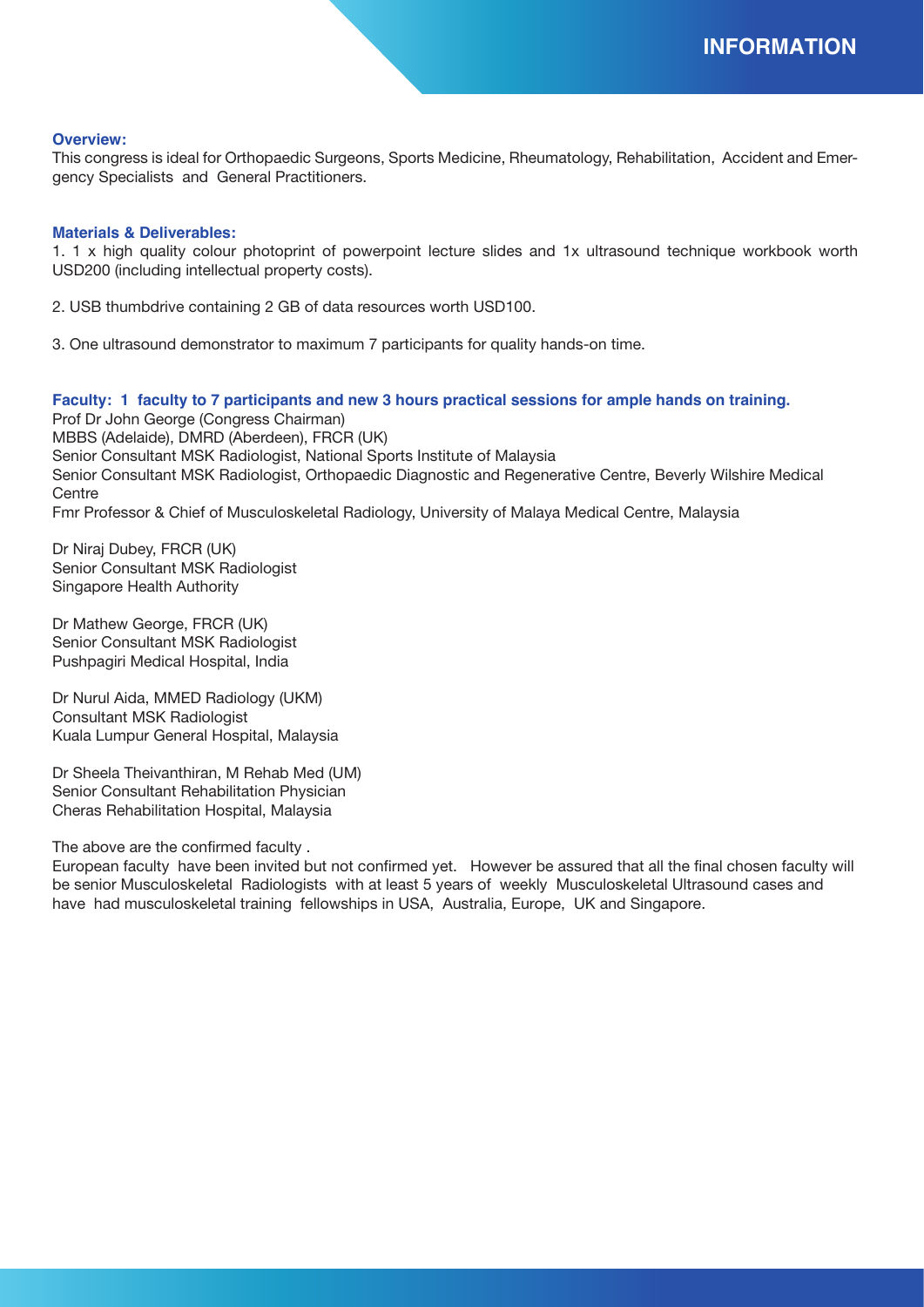# INFORMATION

**Overview:**

This congress is ideal for Orthopaedic Surgeons, Sports Medicine, Rheumatology, Rehabilitation, Accident and Emergency Specialists and General Practitioners.

**Materials & Deliverables:**

1. 1 x high quality colour photoprint of powerpoint lecture slides and 1x ultrasound technique workbook worth USD200 (including intellectual property costs).

2. USB thumbdrive containing 2 GB of data resources worth USD100.

3. One ultrasound demonstrator to maximum 7 participants for quality hands-on time.

**Faculty: 1 faculty to 7 participants and new 3 hours practical sessions for ample hands on training.**

Prof Dr John George (Congress Chairman)
MBBS (Adelaide), DMRD (Aberdeen), FRCR (UK)
Senior Consultant MSK Radiologist, National Sports Institute of Malaysia
Senior Consultant MSK Radiologist, Orthopaedic Diagnostic and Regenerative Centre, Beverly Wilshire Medical Centre
Fmr Professor & Chief of Musculoskeletal Radiology, University of Malaya Medical Centre, Malaysia

Dr Niraj Dubey, FRCR (UK)
Senior Consultant MSK Radiologist
Singapore Health Authority

Dr Mathew George, FRCR (UK)
Senior Consultant MSK Radiologist
Pushpagiri Medical Hospital, India

Dr Nurul Aida, MMED Radiology (UKM)
Consultant MSK Radiologist
Kuala Lumpur General Hospital, Malaysia

Dr Sheela Theivanthiran, M Rehab Med (UM)
Senior Consultant Rehabilitation Physician
Cheras Rehabilitation Hospital, Malaysia

The above are the confirmed faculty .
European faculty have been invited but not confirmed yet. However be assured that all the final chosen faculty will be senior Musculoskeletal Radiologists with at least 5 years of weekly Musculoskeletal Ultrasound cases and have had musculoskeletal training fellowships in USA, Australia, Europe, UK and Singapore.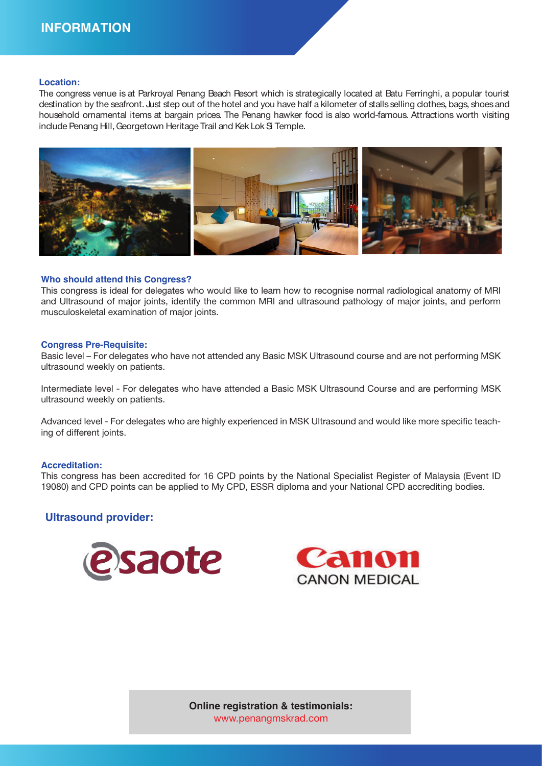# INFORMATION

**Location:**

The congress venue is at Parkroyal Penang Beach Resort which is strategically located at Batu Ferringhi, a popular tourist destination by the seafront. Just step out of the hotel and you have half a kilometer of stalls selling clothes, bags, shoes and household ornamental items at bargain prices. The Penang hawker food is also world-famous. Attractions worth visiting include Penang Hill, Georgetown Heritage Trail and Kek Lok Si Temple.

**Who should attend this Congress?**

This congress is ideal for delegates who would like to learn how to recognise normal radiological anatomy of MRI and Ultrasound of major joints, identify the common MRI and ultrasound pathology of major joints, and perform musculoskeletal examination of major joints.

**Congress Pre-Requisite:**

Basic level – For delegates who have not attended any Basic MSK Ultrasound course and are not performing MSK ultrasound weekly on patients.

Intermediate level - For delegates who have attended a Basic MSK Ultrasound Course and are performing MSK ultrasound weekly on patients.

Advanced level - For delegates who are highly experienced in MSK Ultrasound and would like more specific teaching of different joints.

**Accreditation:**

This congress has been accredited for 16 CPD points by the National Specialist Register of Malaysia (Event ID 19080) and CPD points can be applied to My CPD, ESSR diploma and your National CPD accrediting bodies.

**Ultrasound provider:**

esaote

Canon
CANON MEDICAL

**Online registration & testimonials:**
www.penangmskrad.com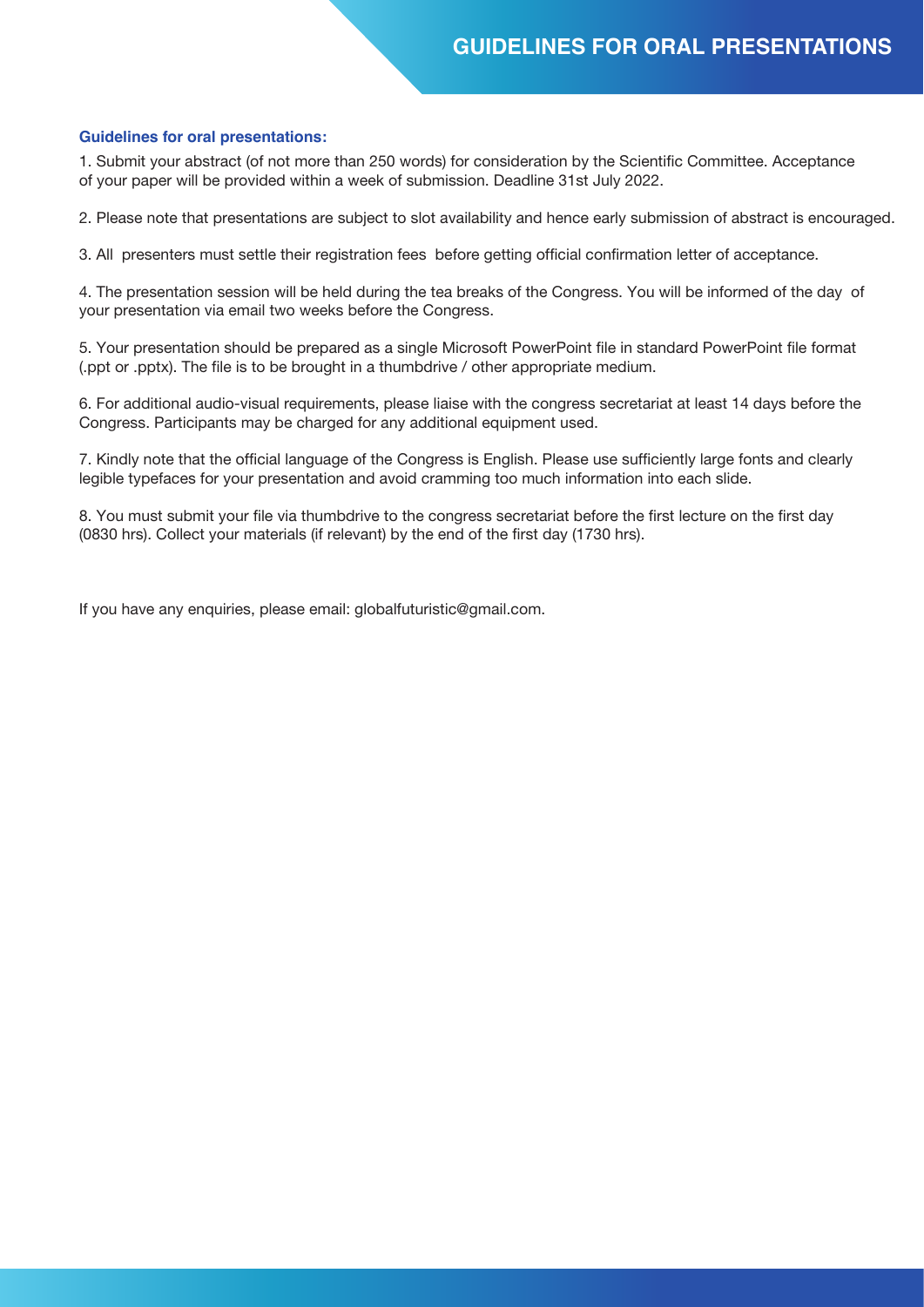# GUIDELINES FOR ORAL PRESENTATIONS

### Guidelines for oral presentations:

1. Submit your abstract (of not more than 250 words) for consideration by the Scientific Committee. Acceptance of your paper will be provided within a week of submission. Deadline 31st July 2022.

2. Please note that presentations are subject to slot availability and hence early submission of abstract is encouraged.

3. All presenters must settle their registration fees before getting official confirmation letter of acceptance.

4. The presentation session will be held during the tea breaks of the Congress. You will be informed of the day of your presentation via email two weeks before the Congress.

5. Your presentation should be prepared as a single Microsoft PowerPoint file in standard PowerPoint file format (.ppt or .pptx). The file is to be brought in a thumbdrive / other appropriate medium.

6. For additional audio-visual requirements, please liaise with the congress secretariat at least 14 days before the Congress. Participants may be charged for any additional equipment used.

7. Kindly note that the official language of the Congress is English. Please use sufficiently large fonts and clearly legible typefaces for your presentation and avoid cramming too much information into each slide.

8. You must submit your file via thumbdrive to the congress secretariat before the first lecture on the first day (0830 hrs). Collect your materials (if relevant) by the end of the first day (1730 hrs).

If you have any enquiries, please email: globalfuturistic@gmail.com.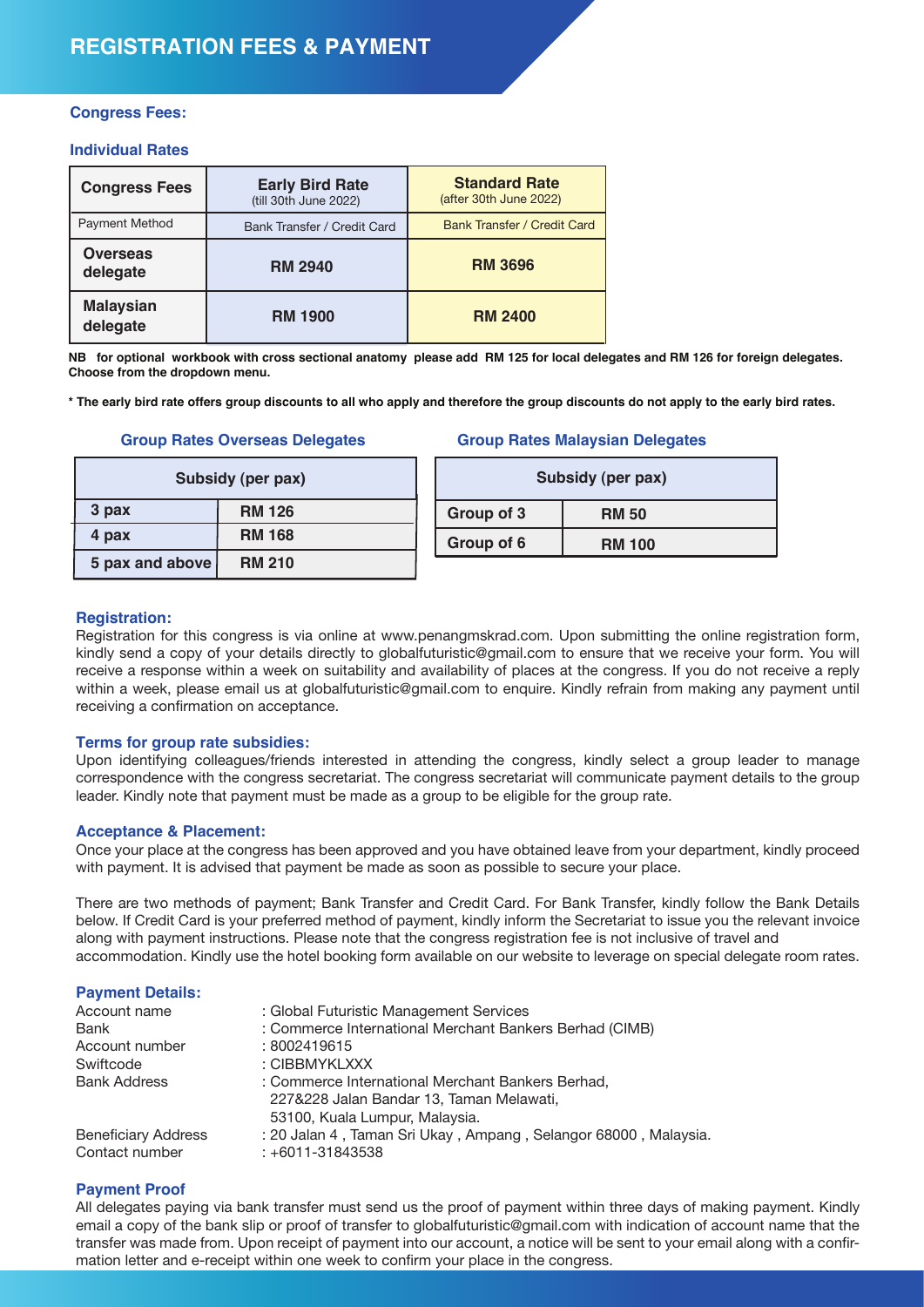# REGISTRATION FEES & PAYMENT

## Congress Fees:

### Individual Rates

| Congress Fees | Early Bird Rate (till 30th June 2022) | Standard Rate (after 30th June 2022) |
|---|---|---|
| Payment Method | Bank Transfer / Credit Card | Bank Transfer / Credit Card |
| **Overseas delegate** | **RM 2940** | **RM 3696** |
| **Malaysian delegate** | **RM 1900** | **RM 2400** |

**NB for optional workbook with cross sectional anatomy please add RM 125 for local delegates and RM 126 for foreign delegates. Choose from the dropdown menu.**

**\* The early bird rate offers group discounts to all who apply and therefore the group discounts do not apply to the early bird rates.**

### Group Rates Overseas Delegates

| Subsidy (per pax) | |
|---|---|
| **3 pax** | **RM 126** |
| **4 pax** | **RM 168** |
| **5 pax and above** | **RM 210** |

### Group Rates Malaysian Delegates

| Subsidy (per pax) | |
|---|---|
| **Group of 3** | **RM 50** |
| **Group of 6** | **RM 100** |

### Registration:

Registration for this congress is via online at www.penangmskrad.com. Upon submitting the online registration form, kindly send a copy of your details directly to globalfuturistic@gmail.com to ensure that we receive your form. You will receive a response within a week on suitability and availability of places at the congress. If you do not receive a reply within a week, please email us at globalfuturistic@gmail.com to enquire. Kindly refrain from making any payment until receiving a confirmation on acceptance.

### Terms for group rate subsidies:

Upon identifying colleagues/friends interested in attending the congress, kindly select a group leader to manage correspondence with the congress secretariat. The congress secretariat will communicate payment details to the group leader. Kindly note that payment must be made as a group to be eligible for the group rate.

### Acceptance & Placement:

Once your place at the congress has been approved and you have obtained leave from your department, kindly proceed with payment. It is advised that payment be made as soon as possible to secure your place.

There are two methods of payment; Bank Transfer and Credit Card. For Bank Transfer, kindly follow the Bank Details below. If Credit Card is your preferred method of payment, kindly inform the Secretariat to issue you the relevant invoice along with payment instructions. Please note that the congress registration fee is not inclusive of travel and accommodation. Kindly use the hotel booking form available on our website to leverage on special delegate room rates.

### Payment Details:

| | |
|---|---|
| Account name | : Global Futuristic Management Services |
| Bank | : Commerce International Merchant Bankers Berhad (CIMB) |
| Account number | : 8002419615 |
| Swiftcode | : CIBBMYKLXXX |
| Bank Address | : Commerce International Merchant Bankers Berhad, 227&228 Jalan Bandar 13, Taman Melawati, 53100, Kuala Lumpur, Malaysia. |
| Beneficiary Address | : 20 Jalan 4 , Taman Sri Ukay , Ampang , Selangor 68000 , Malaysia. |
| Contact number | : +6011-31843538 |

### Payment Proof

All delegates paying via bank transfer must send us the proof of payment within three days of making payment. Kindly email a copy of the bank slip or proof of transfer to globalfuturistic@gmail.com with indication of account name that the transfer was made from. Upon receipt of payment into our account, a notice will be sent to your email along with a confirmation letter and e-receipt within one week to confirm your place in the congress.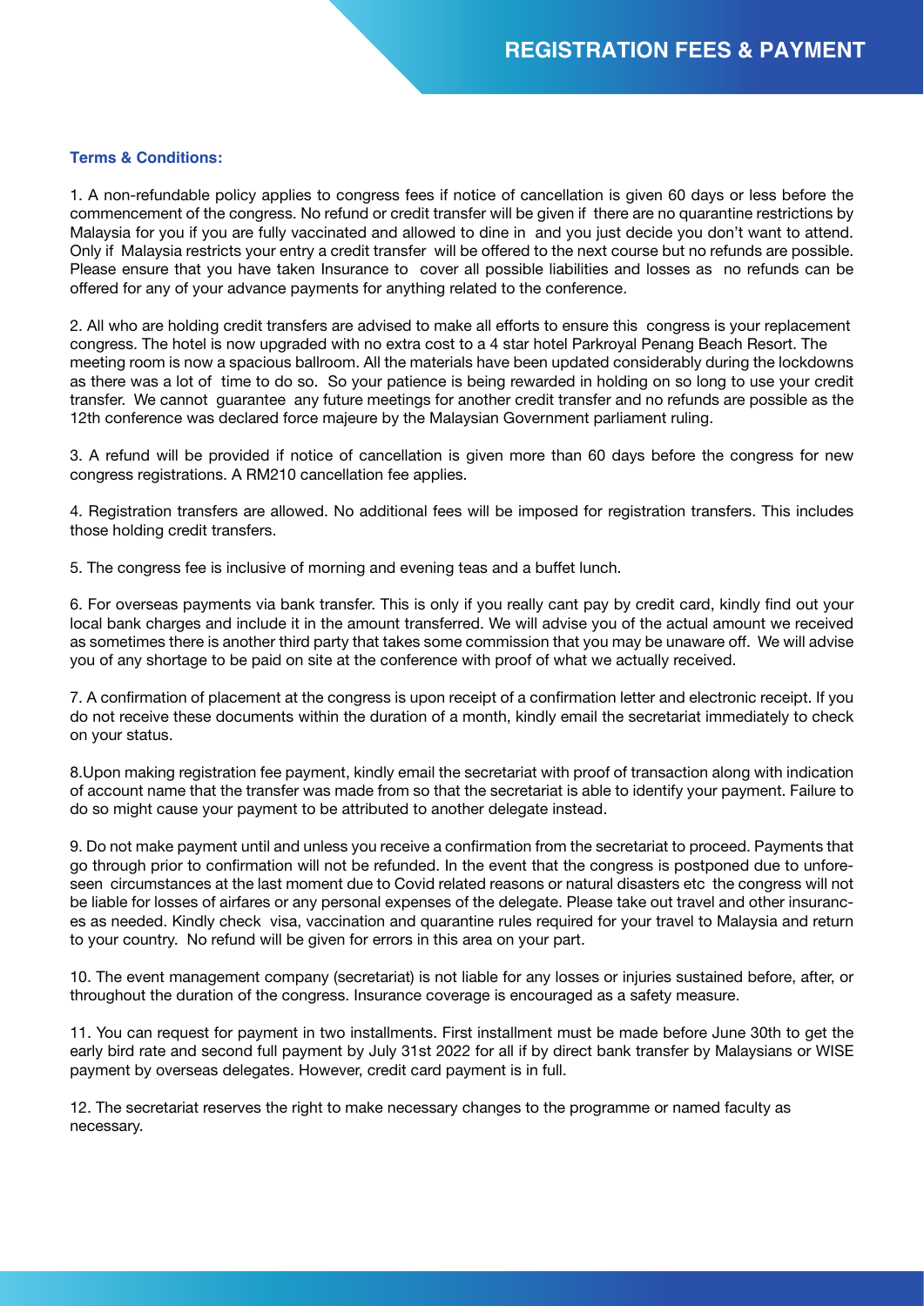# REGISTRATION FEES & PAYMENT

**Terms & Conditions:**

1. A non-refundable policy applies to congress fees if notice of cancellation is given 60 days or less before the commencement of the congress. No refund or credit transfer will be given if there are no quarantine restrictions by Malaysia for you if you are fully vaccinated and allowed to dine in and you just decide you don't want to attend. Only if Malaysia restricts your entry a credit transfer will be offered to the next course but no refunds are possible. Please ensure that you have taken Insurance to cover all possible liabilities and losses as no refunds can be offered for any of your advance payments for anything related to the conference.

2. All who are holding credit transfers are advised to make all efforts to ensure this congress is your replacement congress. The hotel is now upgraded with no extra cost to a 4 star hotel Parkroyal Penang Beach Resort. The meeting room is now a spacious ballroom. All the materials have been updated considerably during the lockdowns as there was a lot of time to do so. So your patience is being rewarded in holding on so long to use your credit transfer. We cannot guarantee any future meetings for another credit transfer and no refunds are possible as the 12th conference was declared force majeure by the Malaysian Government parliament ruling.

3. A refund will be provided if notice of cancellation is given more than 60 days before the congress for new congress registrations. A RM210 cancellation fee applies.

4. Registration transfers are allowed. No additional fees will be imposed for registration transfers. This includes those holding credit transfers.

5. The congress fee is inclusive of morning and evening teas and a buffet lunch.

6. For overseas payments via bank transfer. This is only if you really cant pay by credit card, kindly find out your local bank charges and include it in the amount transferred. We will advise you of the actual amount we received as sometimes there is another third party that takes some commission that you may be unaware off. We will advise you of any shortage to be paid on site at the conference with proof of what we actually received.

7. A confirmation of placement at the congress is upon receipt of a confirmation letter and electronic receipt. If you do not receive these documents within the duration of a month, kindly email the secretariat immediately to check on your status.

8.Upon making registration fee payment, kindly email the secretariat with proof of transaction along with indication of account name that the transfer was made from so that the secretariat is able to identify your payment. Failure to do so might cause your payment to be attributed to another delegate instead.

9. Do not make payment until and unless you receive a confirmation from the secretariat to proceed. Payments that go through prior to confirmation will not be refunded. In the event that the congress is postponed due to unforeseen circumstances at the last moment due to Covid related reasons or natural disasters etc the congress will not be liable for losses of airfares or any personal expenses of the delegate. Please take out travel and other insurances as needed. Kindly check visa, vaccination and quarantine rules required for your travel to Malaysia and return to your country. No refund will be given for errors in this area on your part.

10. The event management company (secretariat) is not liable for any losses or injuries sustained before, after, or throughout the duration of the congress. Insurance coverage is encouraged as a safety measure.

11. You can request for payment in two installments. First installment must be made before June 30th to get the early bird rate and second full payment by July 31st 2022 for all if by direct bank transfer by Malaysians or WISE payment by overseas delegates. However, credit card payment is in full.

12. The secretariat reserves the right to make necessary changes to the programme or named faculty as necessary.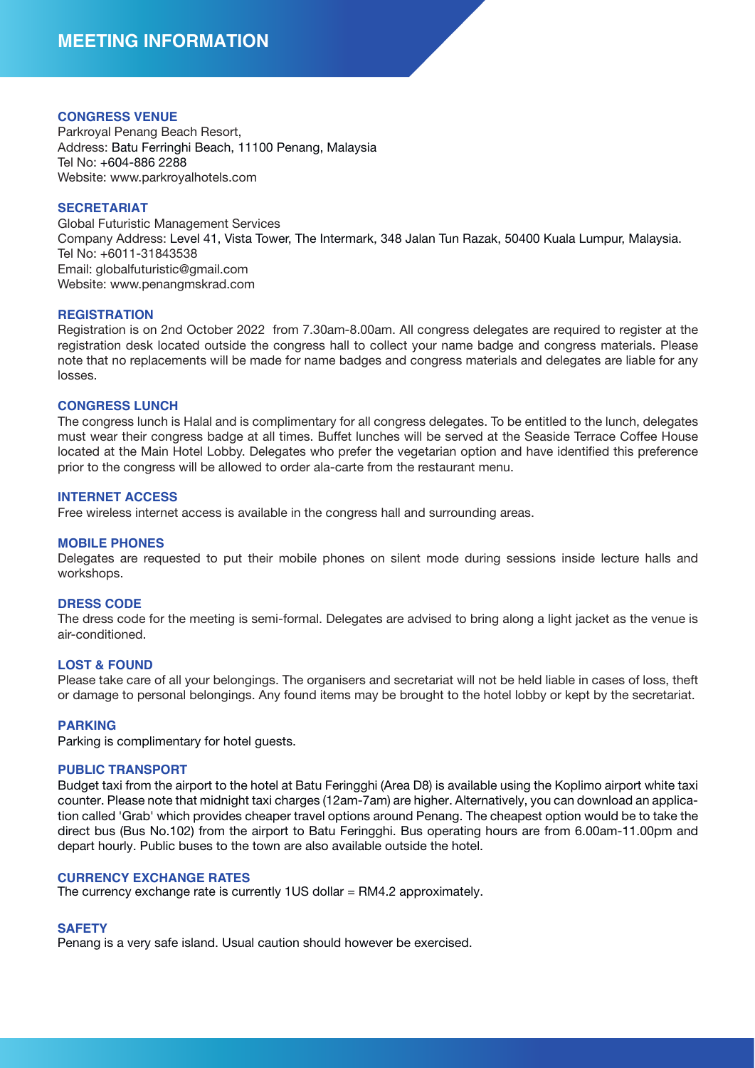# MEETING INFORMATION

### CONGRESS VENUE

Parkroyal Penang Beach Resort,
Address: Batu Ferringhi Beach, 11100 Penang, Malaysia
Tel No: +604-886 2288
Website: www.parkroyalhotels.com

### SECRETARIAT

Global Futuristic Management Services
Company Address: Level 41, Vista Tower, The Intermark, 348 Jalan Tun Razak, 50400 Kuala Lumpur, Malaysia.
Tel No: +6011-31843538
Email: globalfuturistic@gmail.com
Website: www.penangmskrad.com

### REGISTRATION

Registration is on 2nd October 2022 from 7.30am-8.00am. All congress delegates are required to register at the registration desk located outside the congress hall to collect your name badge and congress materials. Please note that no replacements will be made for name badges and congress materials and delegates are liable for any losses.

### CONGRESS LUNCH

The congress lunch is Halal and is complimentary for all congress delegates. To be entitled to the lunch, delegates must wear their congress badge at all times. Buffet lunches will be served at the Seaside Terrace Coffee House located at the Main Hotel Lobby. Delegates who prefer the vegetarian option and have identified this preference prior to the congress will be allowed to order ala-carte from the restaurant menu.

### INTERNET ACCESS

Free wireless internet access is available in the congress hall and surrounding areas.

### MOBILE PHONES

Delegates are requested to put their mobile phones on silent mode during sessions inside lecture halls and workshops.

### DRESS CODE

The dress code for the meeting is semi-formal. Delegates are advised to bring along a light jacket as the venue is air-conditioned.

### LOST & FOUND

Please take care of all your belongings. The organisers and secretariat will not be held liable in cases of loss, theft or damage to personal belongings. Any found items may be brought to the hotel lobby or kept by the secretariat.

### PARKING

Parking is complimentary for hotel guests.

### PUBLIC TRANSPORT

Budget taxi from the airport to the hotel at Batu Feringghi (Area D8) is available using the Koplimo airport white taxi counter. Please note that midnight taxi charges (12am-7am) are higher. Alternatively, you can download an application called 'Grab' which provides cheaper travel options around Penang. The cheapest option would be to take the direct bus (Bus No.102) from the airport to Batu Feringghi. Bus operating hours are from 6.00am-11.00pm and depart hourly. Public buses to the town are also available outside the hotel.

### CURRENCY EXCHANGE RATES

The currency exchange rate is currently 1US dollar = RM4.2 approximately.

### SAFETY

Penang is a very safe island. Usual caution should however be exercised.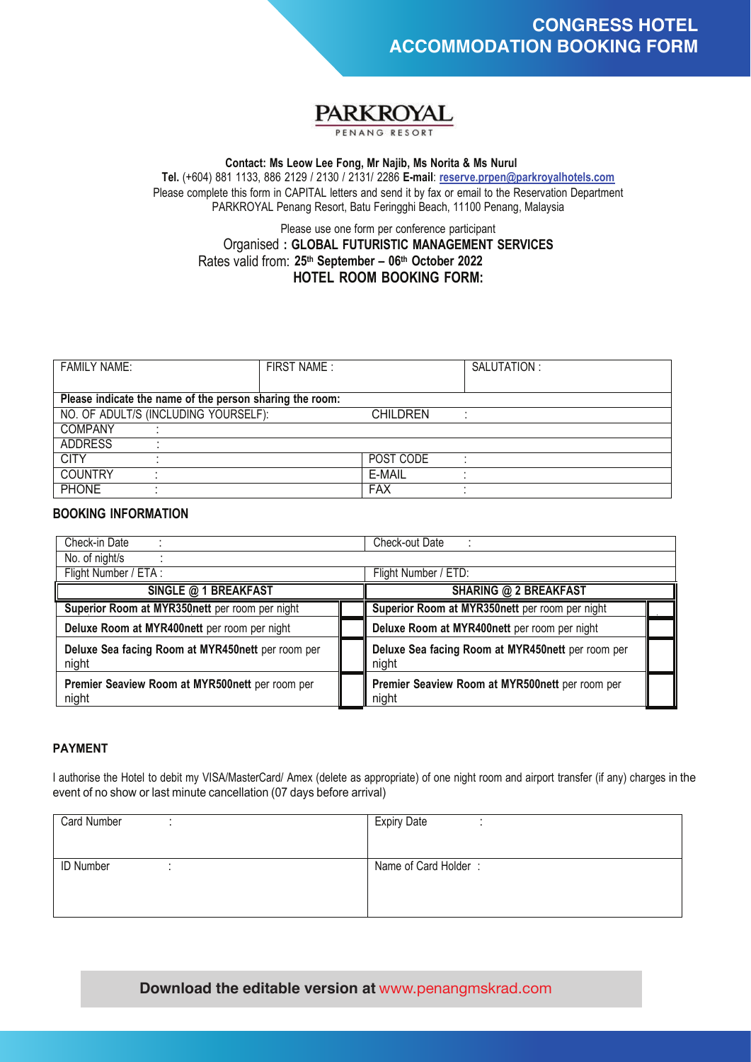# CONGRESS HOTEL ACCOMMODATION BOOKING FORM

PARKROYAL
PENANG RESORT

**Contact: Ms Leow Lee Fong, Mr Najib, Ms Norita & Ms Nurul**
**Tel.** (+604) 881 1133, 886 2129 / 2130 / 2131/ 2286 **E-mail**: reserve.prpen@parkroyalhotels.com
Please complete this form in CAPITAL letters and send it by fax or email to the Reservation Department
PARKROYAL Penang Resort, Batu Feringghi Beach, 11100 Penang, Malaysia

Please use one form per conference participant
Organised **: GLOBAL FUTURISTIC MANAGEMENT SERVICES**
Rates valid from: **25th September – 06th October 2022**

**HOTEL ROOM BOOKING FORM:**

| FAMILY NAME: | FIRST NAME : | SALUTATION : |
|---|---|---|
| **Please indicate the name of the person sharing the room:** | | |
| NO. OF ADULT/S (INCLUDING YOURSELF): | CHILDREN : | |
| COMPANY : | | |
| ADDRESS : | | |
| CITY : | POST CODE : | |
| COUNTRY : | E-MAIL : | |
| PHONE : | FAX : | |

## BOOKING INFORMATION

| Check-in Date : | | Check-out Date : | |
|---|---|---|---|
| No. of night/s : | | | |
| Flight Number / ETA : | | Flight Number / ETD: | |
| **SINGLE @ 1 BREAKFAST** | | **SHARING @ 2 BREAKFAST** | |
| **Superior Room at MYR350nett** per room per night | | **Superior Room at MYR350nett** per room per night | |
| **Deluxe Room at MYR400nett** per room per night | | **Deluxe Room at MYR400nett** per room per night | |
| **Deluxe Sea facing Room at MYR450nett** per room per night | | **Deluxe Sea facing Room at MYR450nett** per room per night | |
| **Premier Seaview Room at MYR500nett** per room per night | | **Premier Seaview Room at MYR500nett** per room per night | |

## PAYMENT

I authorise the Hotel to debit my VISA/MasterCard/ Amex (delete as appropriate) of one night room and airport transfer (if any) charges in the event of no show or last minute cancellation (07 days before arrival)

| Card Number : | Expiry Date : |
|---|---|
| ID Number : | Name of Card Holder : |

**Download the editable version at** www.penangmskrad.com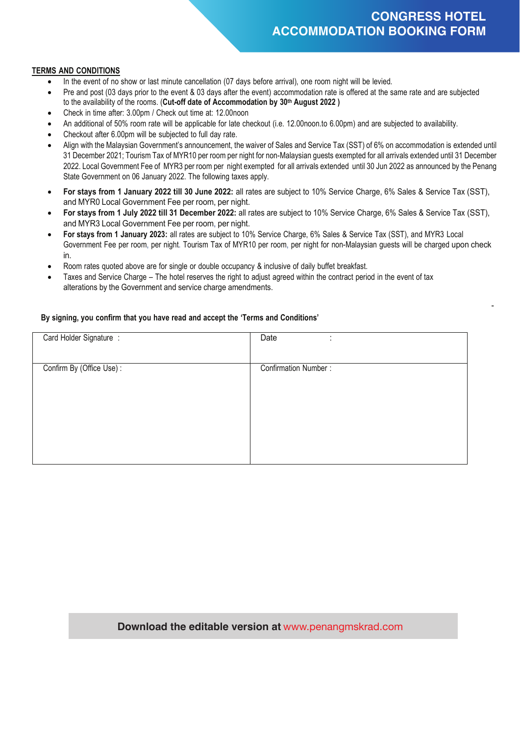# CONGRESS HOTEL ACCOMMODATION BOOKING FORM

**TERMS AND CONDITIONS**

- In the event of no show or last minute cancellation (07 days before arrival), one room night will be levied.
- Pre and post (03 days prior to the event & 03 days after the event) accommodation rate is offered at the same rate and are subjected to the availability of the rooms. (**Cut-off date of Accommodation by 30th August 2022 )**
- Check in time after: 3.00pm / Check out time at: 12.00noon
- An additional of 50% room rate will be applicable for late checkout (i.e. 12.00noon.to 6.00pm) and are subjected to availability.
- Checkout after 6.00pm will be subjected to full day rate.
- Align with the Malaysian Government's announcement, the waiver of Sales and Service Tax (SST) of 6% on accommodation is extended until 31 December 2021; Tourism Tax of MYR10 per room per night for non-Malaysian guests exempted for all arrivals extended until 31 December 2022. Local Government Fee of MYR3 per room per night exempted for all arrivals extended until 30 Jun 2022 as announced by the Penang State Government on 06 January 2022. The following taxes apply.
- **For stays from 1 January 2022 till 30 June 2022:** all rates are subject to 10% Service Charge, 6% Sales & Service Tax (SST), and MYR0 Local Government Fee per room, per night.
- **For stays from 1 July 2022 till 31 December 2022:** all rates are subject to 10% Service Charge, 6% Sales & Service Tax (SST), and MYR3 Local Government Fee per room, per night.
- **For stays from 1 January 2023:** all rates are subject to 10% Service Charge, 6% Sales & Service Tax (SST), and MYR3 Local Government Fee per room, per night. Tourism Tax of MYR10 per room, per night for non-Malaysian guests will be charged upon check in.
- Room rates quoted above are for single or double occupancy & inclusive of daily buffet breakfast.
- Taxes and Service Charge – The hotel reserves the right to adjust agreed within the contract period in the event of tax alterations by the Government and service charge amendments.

**By signing, you confirm that you have read and accept the 'Terms and Conditions'**

| Card Holder Signature : | Date : |
|---|---|
| Confirm By (Office Use) : | Confirmation Number : |

**Download the editable version at** www.penangmskrad.com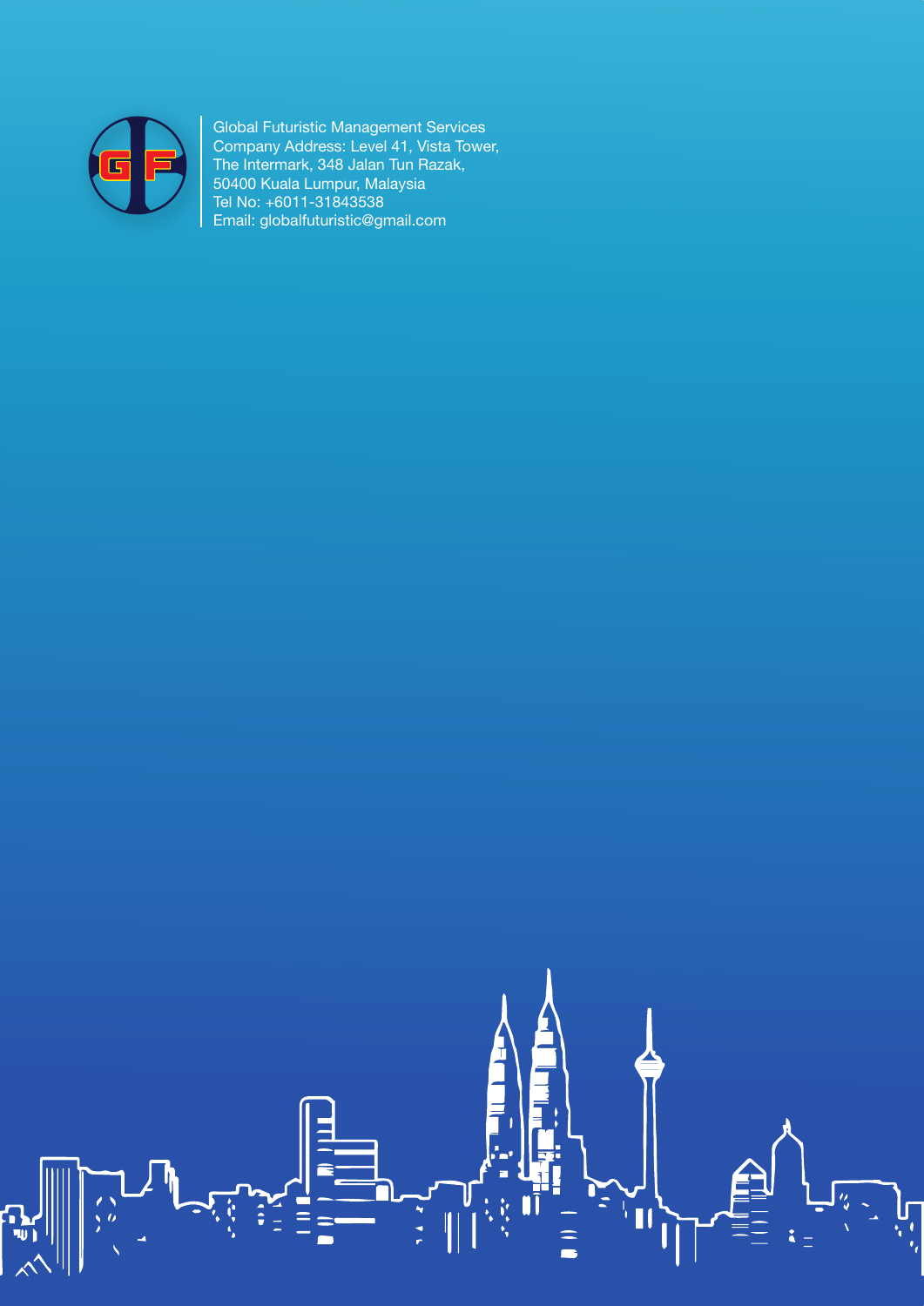Global Futuristic Management Services
Company Address: Level 41, Vista Tower,
The Intermark, 348 Jalan Tun Razak,
50400 Kuala Lumpur, Malaysia
Tel No: +6011-31843538
Email: globalfuturistic@gmail.com